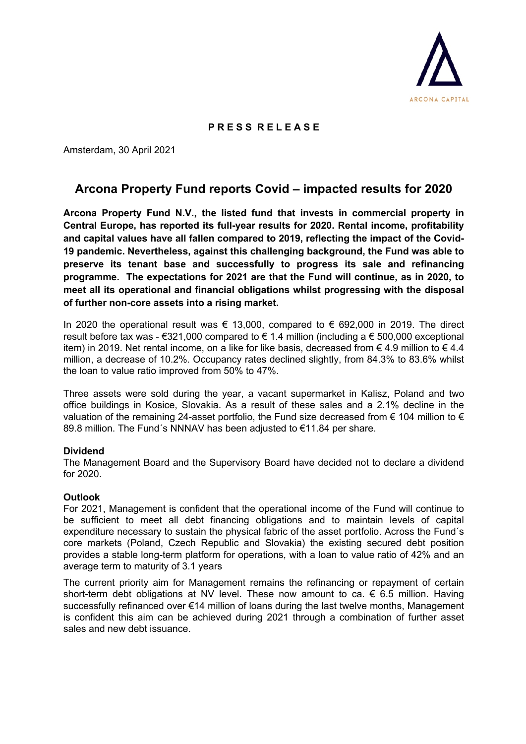ARCONA CAPITAL

**P R E S S R E L E A S E**

Amsterdam, 30 April 2021

# Arcona Property Fund reports Covid – impacted results for 2020

**Arcona Property Fund N.V., the listed fund that invests in commercial property in Central Europe, has reported its full-year results for 2020. Rental income, profitability and capital values have all fallen compared to 2019, reflecting the impact of the Covid-19 pandemic. Nevertheless, against this challenging background, the Fund was able to preserve its tenant base and successfully to progress its sale and refinancing programme. The expectations for 2021 are that the Fund will continue, as in 2020, to meet all its operational and financial obligations whilst progressing with the disposal of further non-core assets into a rising market.**

In 2020 the operational result was € 13,000, compared to € 692,000 in 2019. The direct result before tax was - €321,000 compared to € 1.4 million (including a € 500,000 exceptional item) in 2019. Net rental income, on a like for like basis, decreased from € 4.9 million to € 4.4 million, a decrease of 10.2%. Occupancy rates declined slightly, from 84.3% to 83.6% whilst the loan to value ratio improved from 50% to 47%.

Three assets were sold during the year, a vacant supermarket in Kalisz, Poland and two office buildings in Kosice, Slovakia. As a result of these sales and a 2.1% decline in the valuation of the remaining 24-asset portfolio, the Fund size decreased from € 104 million to € 89.8 million. The Fund´s NNNAV has been adjusted to €11.84 per share.

**Dividend**

The Management Board and the Supervisory Board have decided not to declare a dividend for 2020.

**Outlook**

For 2021, Management is confident that the operational income of the Fund will continue to be sufficient to meet all debt financing obligations and to maintain levels of capital expenditure necessary to sustain the physical fabric of the asset portfolio. Across the Fund´s core markets (Poland, Czech Republic and Slovakia) the existing secured debt position provides a stable long-term platform for operations, with a loan to value ratio of 42% and an average term to maturity of 3.1 years

The current priority aim for Management remains the refinancing or repayment of certain short-term debt obligations at NV level. These now amount to ca. € 6.5 million. Having successfully refinanced over €14 million of loans during the last twelve months, Management is confident this aim can be achieved during 2021 through a combination of further asset sales and new debt issuance.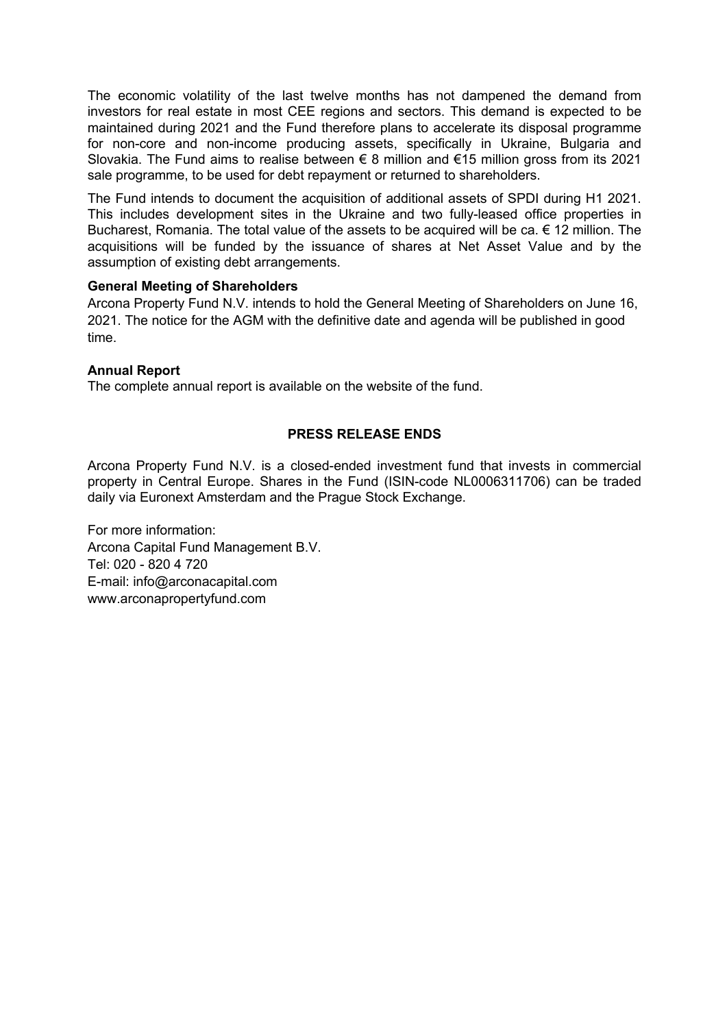The economic volatility of the last twelve months has not dampened the demand from investors for real estate in most CEE regions and sectors. This demand is expected to be maintained during 2021 and the Fund therefore plans to accelerate its disposal programme for non-core and non-income producing assets, specifically in Ukraine, Bulgaria and Slovakia. The Fund aims to realise between € 8 million and €15 million gross from its 2021 sale programme, to be used for debt repayment or returned to shareholders.

The Fund intends to document the acquisition of additional assets of SPDI during H1 2021. This includes development sites in the Ukraine and two fully-leased office properties in Bucharest, Romania. The total value of the assets to be acquired will be ca. € 12 million. The acquisitions will be funded by the issuance of shares at Net Asset Value and by the assumption of existing debt arrangements.

**General Meeting of Shareholders**

Arcona Property Fund N.V. intends to hold the General Meeting of Shareholders on June 16, 2021. The notice for the AGM with the definitive date and agenda will be published in good time.

**Annual Report**

The complete annual report is available on the website of the fund.

**PRESS RELEASE ENDS**

Arcona Property Fund N.V. is a closed-ended investment fund that invests in commercial property in Central Europe. Shares in the Fund (ISIN-code NL0006311706) can be traded daily via Euronext Amsterdam and the Prague Stock Exchange.

For more information:
Arcona Capital Fund Management B.V.
Tel: 020 - 820 4 720
E-mail: info@arconacapital.com
www.arconapropertyfund.com